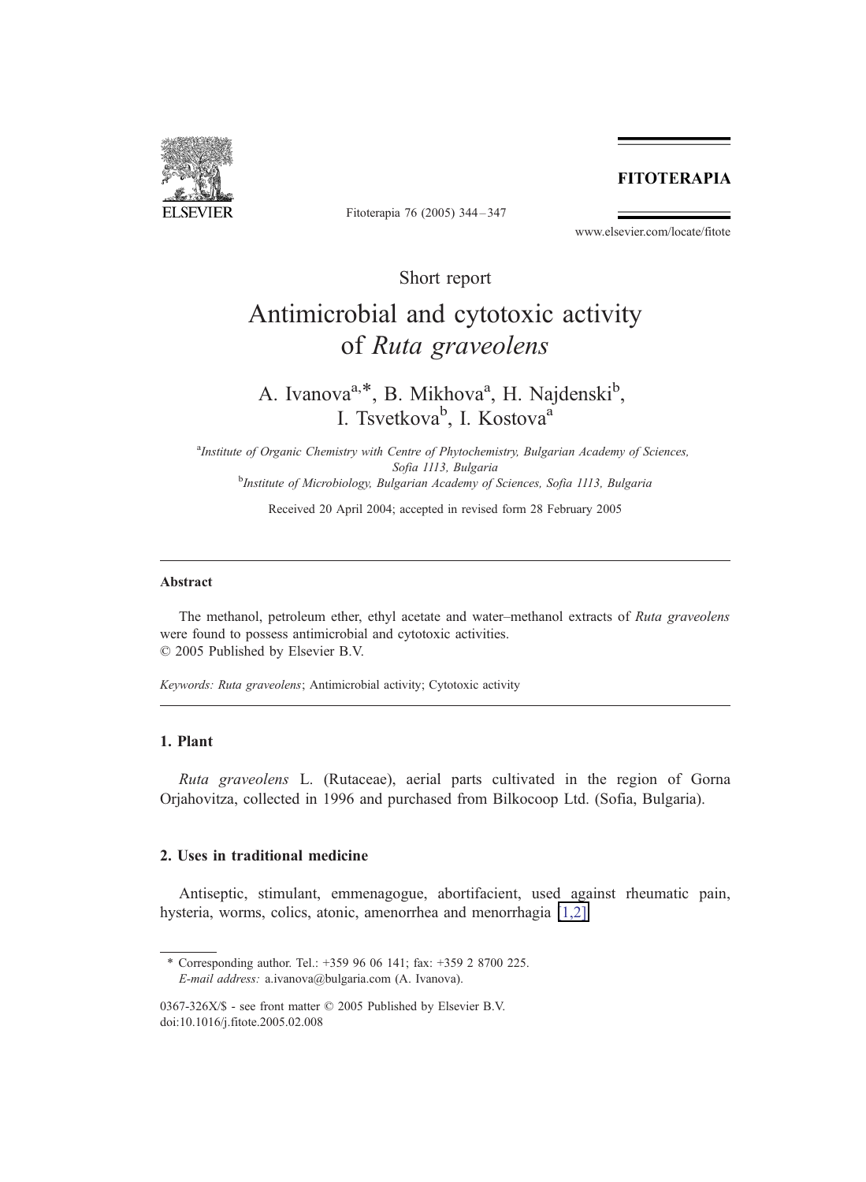Short report

# Antimicrobial and cytotoxic activity of *Ruta graveolens*

A. Ivanova[a,*], B. Mikhova[a], H. Najdenski[b], I. Tsvetkova[b], I. Kostova[a]

[a]*Institute of Organic Chemistry with Centre of Phytochemistry, Bulgarian Academy of Sciences, Sofia 1113, Bulgaria*

[b]*Institute of Microbiology, Bulgarian Academy of Sciences, Sofia 1113, Bulgaria*

Received 20 April 2004; accepted in revised form 28 February 2005

## Abstract

The methanol, petroleum ether, ethyl acetate and water–methanol extracts of *Ruta graveolens* were found to possess antimicrobial and cytotoxic activities.

© 2005 Published by Elsevier B.V.

*Keywords:* *Ruta graveolens*; Antimicrobial activity; Cytotoxic activity

## 1. Plant

*Ruta graveolens* L. (Rutaceae), aerial parts cultivated in the region of Gorna Orjahovitza, collected in 1996 and purchased from Bilkocoop Ltd. (Sofia, Bulgaria).

## 2. Uses in traditional medicine

Antiseptic, stimulant, emmenagogue, abortifacient, used against rheumatic pain, hysteria, worms, colics, atonic, amenorrhea and menorrhagia [1,2].

\* Corresponding author. Tel.: +359 96 06 141; fax: +359 2 8700 225.
*E-mail address:* a.ivanova@bulgaria.com (A. Ivanova).

0367-326X/$ - see front matter © 2005 Published by Elsevier B.V.
doi:10.1016/j.fitote.2005.02.008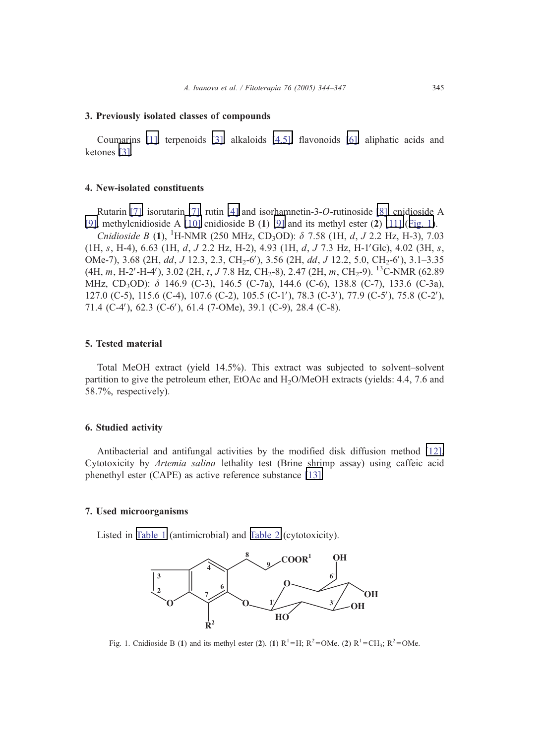## 3. Previously isolated classes of compounds

Coumarins [1], terpenoids [3], alkaloids [4,5], flavonoids [6], aliphatic acids and ketones [3].

## 4. New-isolated constituents

Rutarin [7], isorutarin [7], rutin [4] and isorhamnetin-3-*O*-rutinoside [8], cnidioside A [9], methylcnidioside A [10], cnidioside B (**1**) [9] and its methyl ester (**2**) [11] (Fig. 1).

*Cnidioside B* (**1**), $^{1}$H-NMR (250 MHz, $CD_3OD$): $\delta$ 7.58 (1H, *d*, *J* 2.2 Hz, H-3), 7.03 (1H, *s*, H-4), 6.63 (1H, *d*, *J* 2.2 Hz, H-2), 4.93 (1H, *d*, *J* 7.3 Hz, H-1′Glc), 4.02 (3H, *s*, OMe-7), 3.68 (2H, *dd*, *J* 12.3, 2.3, $CH_2$-6′), 3.56 (2H, *dd*, *J* 12.2, 5.0, $CH_2$-6′), 3.1–3.35 (4H, *m*, H-2′-H-4′), 3.02 (2H, *t*, *J* 7.8 Hz, $CH_2$-8), 2.47 (2H, *m*, $CH_2$-9). $^{13}$C-NMR (62.89 MHz, $CD_3OD$): $\delta$ 146.9 (C-3), 146.5 (C-7a), 144.6 (C-6), 138.8 (C-7), 133.6 (C-3a), 127.0 (C-5), 115.6 (C-4), 107.6 (C-2), 105.5 (C-1′), 78.3 (C-3′), 77.9 (C-5′), 75.8 (C-2′), 71.4 (C-4′), 62.3 (C-6′), 61.4 (7-OMe), 39.1 (C-9), 28.4 (C-8).

## 5. Tested material

Total MeOH extract (yield 14.5%). This extract was subjected to solvent–solvent partition to give the petroleum ether, EtOAc and $H_2O$/MeOH extracts (yields: 4.4, 7.6 and 58.7%, respectively).

## 6. Studied activity

Antibacterial and antifungal activities by the modified disk diffusion method [12]. Cytotoxicity by *Artemia salina* lethality test (Brine shrimp assay) using caffeic acid phenethyl ester (CAPE) as active reference substance [13].

## 7. Used microorganisms

Listed in Table 1 (antimicrobial) and Table 2 (cytotoxicity).

Fig. 1. Cnidioside B (**1**) and its methyl ester (**2**). (**1**) $R^1$ = H; $R^2$ = OMe. (**2**) $R^1$ = $CH_3$; $R^2$ = OMe.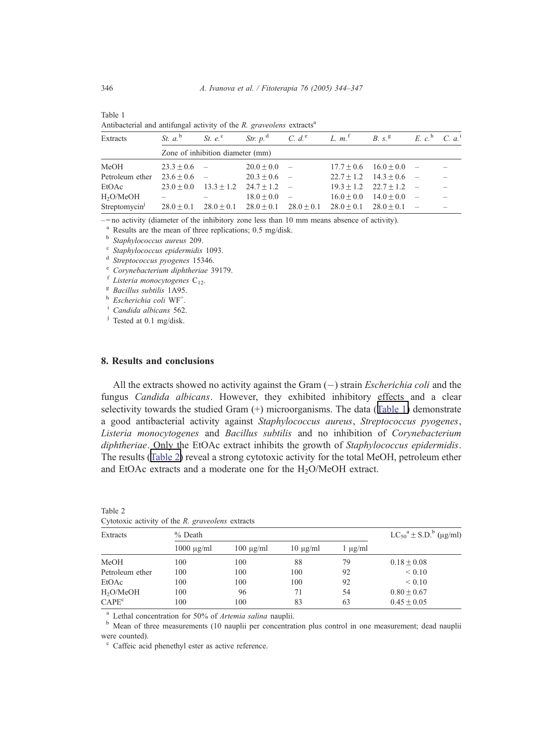Table 1
Antibacterial and antifungal activity of the *R. graveolens* extracts[a]

| Extracts | *St. a.*[b] | *St. e.*[c] | *Str. p.*[d] | *C. d.*[e] | *L. m.*[f] | *B. s.*[g] | *E. c.*[h] | *C. a.*[i] |
|---|---|---|---|---|---|---|---|---|
| | Zone of inhibition diameter (mm) | | | | | | | |
| MeOH | 23.3 ± 0.6 | – | 20.0 ± 0.0 | – | 17.7 ± 0.6 | 16.0 ± 0.0 | – | – |
| Petroleum ether | 23.6 ± 0.6 | – | 20.3 ± 0.6 | – | 22.7 ± 1.2 | 14.3 ± 0.6 | – | – |
| EtOAc | 23.0 ± 0.0 | 13.3 ± 1.2 | 24.7 ± 1.2 | – | 19.3 ± 1.2 | 22.7 ± 1.2 | – | – |
| $H_2O$/MeOH | – | – | 18.0 ± 0.0 | – | 16.0 ± 0.0 | 14.0 ± 0.0 | – | – |
| Streptomycin[j] | 28.0 ± 0.1 | 28.0 ± 0.1 | 28.0 ± 0.1 | 28.0 ± 0.1 | 28.0 ± 0.1 | 28.0 ± 0.1 | – | – |

– = no activity (diameter of the inhibitory zone less than 10 mm means absence of activity).
[a] Results are the mean of three replications; 0.5 mg/disk.
[b] *Staphylococcus aureus* 209.
[c] *Staphylococcus epidermidis* 1093.
[d] *Streptococcus pyogenes* 15346.
[e] *Corynebacterium diphtheriae* 39179.
[f] *Listeria monocytogenes* $C_{12}$.
[g] *Bacillus subtilis* 1A95.
[h] *Escherichia coli* $WF^{+}$.
[i] *Candida albicans* 562.
[j] Tested at 0.1 mg/disk.

## 8. Results and conclusions

All the extracts showed no activity against the Gram (−) strain *Escherichia coli* and the fungus *Candida albicans*. However, they exhibited inhibitory effects and a clear selectivity towards the studied Gram (+) microorganisms. The data (Table 1) demonstrate a good antibacterial activity against *Staphylococcus aureus*, *Streptococcus pyogenes*, *Listeria monocytogenes* and *Bacillus subtilis* and no inhibition of *Corynebacterium diphtheriae*. Only the EtOAc extract inhibits the growth of *Staphylococcus epidermidis*. The results (Table 2) reveal a strong cytotoxic activity for the total MeOH, petroleum ether and EtOAc extracts and a moderate one for the $H_2O$/MeOH extract.

Table 2
Cytotoxic activity of the *R. graveolens* extracts

| Extracts | % Death | | | | $LC_{50}$[a] ± S.D.[b] (μg/ml) |
|---|---|---|---|---|---|
| | 1000 μg/ml | 100 μg/ml | 10 μg/ml | 1 μg/ml | |
| MeOH | 100 | 100 | 88 | 79 | 0.18 ± 0.08 |
| Petroleum ether | 100 | 100 | 100 | 92 | < 0.10 |
| EtOAc | 100 | 100 | 100 | 92 | < 0.10 |
| $H_2O$/MeOH | 100 | 96 | 71 | 54 | 0.80 ± 0.67 |
| CAPE[c] | 100 | 100 | 83 | 63 | 0.45 ± 0.05 |

[a] Lethal concentration for 50% of *Artemia salina* nauplii.
[b] Mean of three measurements (10 nauplii per concentration plus control in one measurement; dead nauplii were counted).
[c] Caffeic acid phenethyl ester as active reference.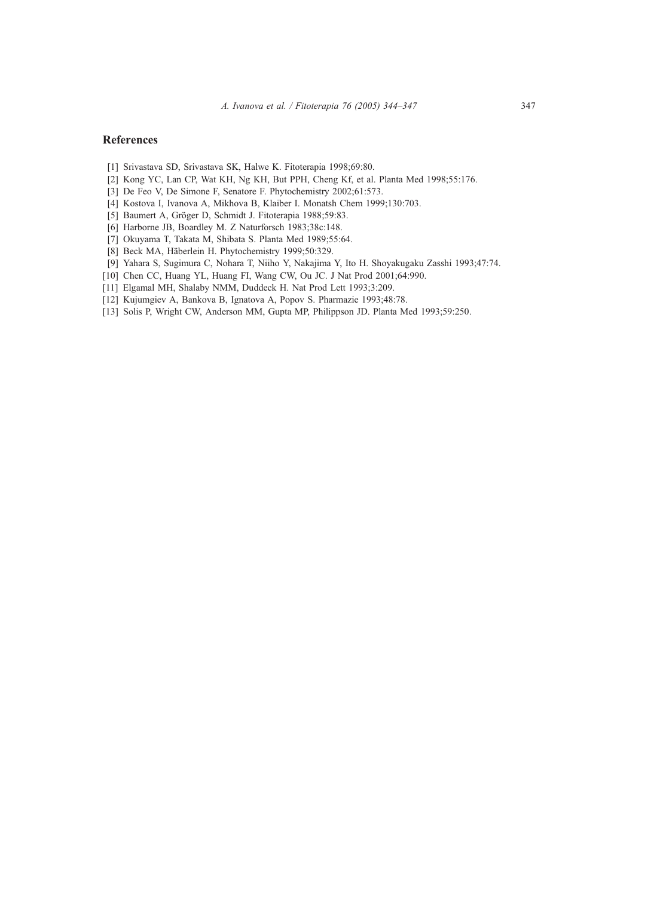## References

[1] Srivastava SD, Srivastava SK, Halwe K. Fitoterapia 1998;69:80.

[2] Kong YC, Lan CP, Wat KH, Ng KH, But PPH, Cheng Kf, et al. Planta Med 1998;55:176.

[3] De Feo V, De Simone F, Senatore F. Phytochemistry 2002;61:573.

[4] Kostova I, Ivanova A, Mikhova B, Klaiber I. Monatsh Chem 1999;130:703.

[5] Baumert A, Gröger D, Schmidt J. Fitoterapia 1988;59:83.

[6] Harborne JB, Boardley M. Z Naturforsch 1983;38c:148.

[7] Okuyama T, Takata M, Shibata S. Planta Med 1989;55:64.

[8] Beck MA, Häberlein H. Phytochemistry 1999;50:329.

[9] Yahara S, Sugimura C, Nohara T, Niiho Y, Nakajima Y, Ito H. Shoyakugaku Zasshi 1993;47:74.

[10] Chen CC, Huang YL, Huang FI, Wang CW, Ou JC. J Nat Prod 2001;64:990.

[11] Elgamal MH, Shalaby NMM, Duddeck H. Nat Prod Lett 1993;3:209.

[12] Kujumgiev A, Bankova B, Ignatova A, Popov S. Pharmazie 1993;48:78.

[13] Solis P, Wright CW, Anderson MM, Gupta MP, Philippson JD. Planta Med 1993;59:250.